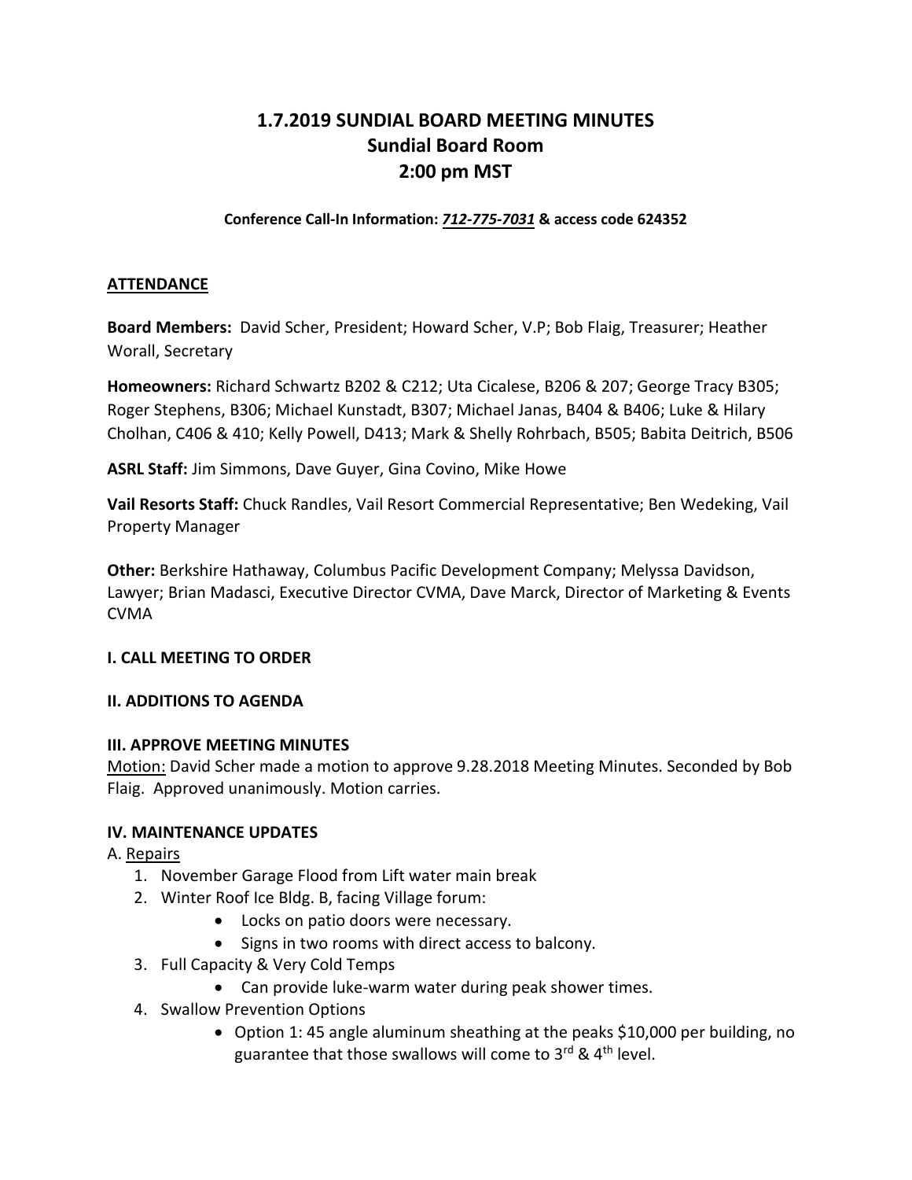# 1.7.2019 SUNDIAL BOARD MEETING MINUTES
# Sundial Board Room
# 2:00 pm MST

**Conference Call-In Information: *712-775-7031* & access code 624352**

**ATTENDANCE**

**Board Members:** David Scher, President; Howard Scher, V.P; Bob Flaig, Treasurer; Heather Worall, Secretary

**Homeowners:** Richard Schwartz B202 & C212; Uta Cicalese, B206 & 207; George Tracy B305; Roger Stephens, B306; Michael Kunstadt, B307; Michael Janas, B404 & B406; Luke & Hilary Cholhan, C406 & 410; Kelly Powell, D413; Mark & Shelly Rohrbach, B505; Babita Deitrich, B506

**ASRL Staff:** Jim Simmons, Dave Guyer, Gina Covino, Mike Howe

**Vail Resorts Staff:** Chuck Randles, Vail Resort Commercial Representative; Ben Wedeking, Vail Property Manager

**Other:** Berkshire Hathaway, Columbus Pacific Development Company; Melyssa Davidson, Lawyer; Brian Madasci, Executive Director CVMA, Dave Marck, Director of Marketing & Events CVMA

**I. CALL MEETING TO ORDER**

**II. ADDITIONS TO AGENDA**

**III. APPROVE MEETING MINUTES**

Motion: David Scher made a motion to approve 9.28.2018 Meeting Minutes. Seconded by Bob Flaig. Approved unanimously. Motion carries.

**IV. MAINTENANCE UPDATES**

A. Repairs

1. November Garage Flood from Lift water main break
2. Winter Roof Ice Bldg. B, facing Village forum:
    - Locks on patio doors were necessary.
    - Signs in two rooms with direct access to balcony.
3. Full Capacity & Very Cold Temps
    - Can provide luke-warm water during peak shower times.
4. Swallow Prevention Options
    - Option 1: 45 angle aluminum sheathing at the peaks $10,000 per building, no guarantee that those swallows will come to 3rd & 4th level.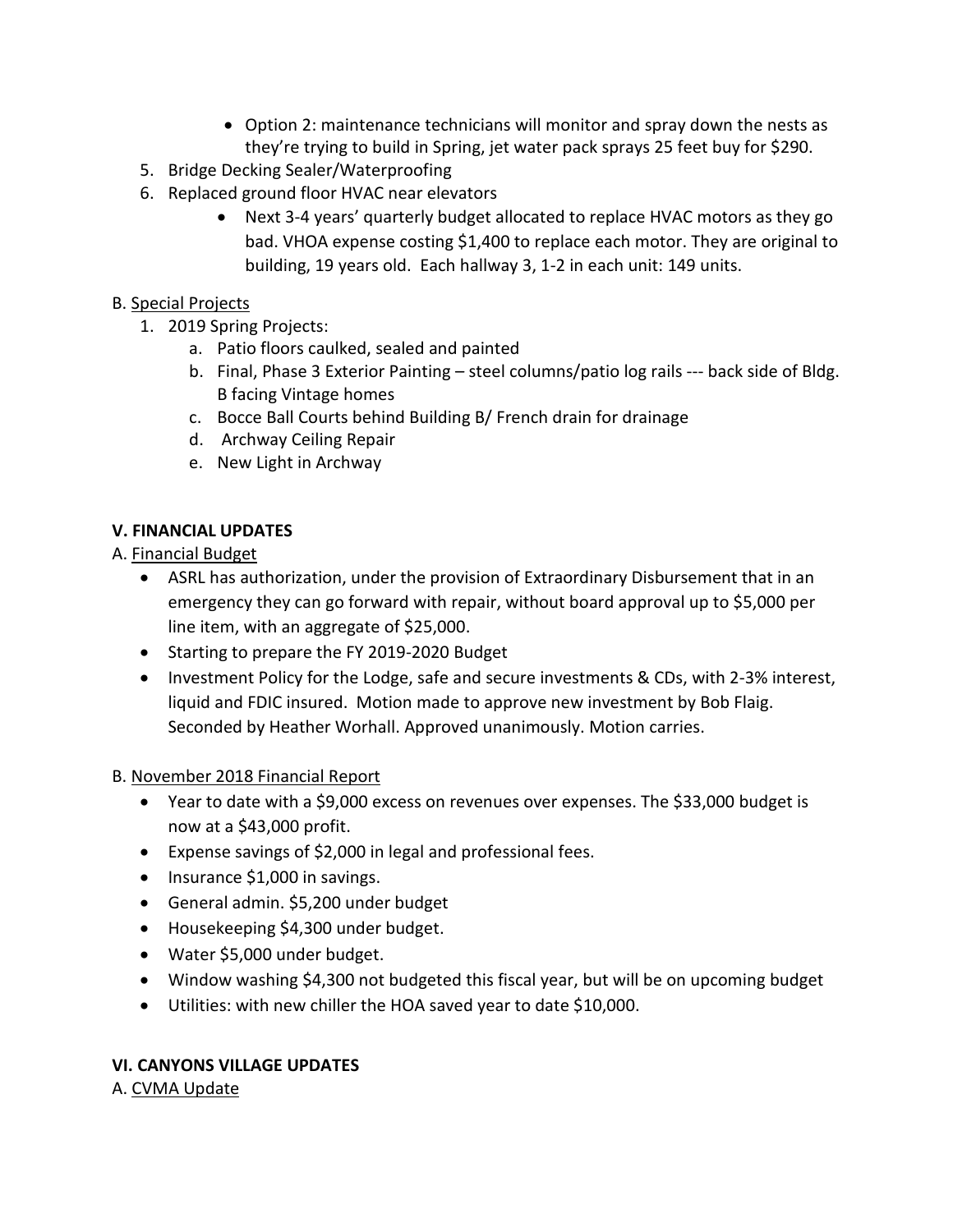- Option 2: maintenance technicians will monitor and spray down the nests as they're trying to build in Spring, jet water pack sprays 25 feet buy for $290.

5. Bridge Decking Sealer/Waterproofing
6. Replaced ground floor HVAC near elevators
    - Next 3-4 years' quarterly budget allocated to replace HVAC motors as they go bad. VHOA expense costing $1,400 to replace each motor. They are original to building, 19 years old. Each hallway 3, 1-2 in each unit: 149 units.

B. <u>Special Projects</u>

1. 2019 Spring Projects:
    a. Patio floors caulked, sealed and painted
    b. Final, Phase 3 Exterior Painting – steel columns/patio log rails --- back side of Bldg. B facing Vintage homes
    c. Bocce Ball Courts behind Building B/ French drain for drainage
    d. Archway Ceiling Repair
    e. New Light in Archway

**V. FINANCIAL UPDATES**

A. <u>Financial Budget</u>

- ASRL has authorization, under the provision of Extraordinary Disbursement that in an emergency they can go forward with repair, without board approval up to $5,000 per line item, with an aggregate of $25,000.
- Starting to prepare the FY 2019-2020 Budget
- Investment Policy for the Lodge, safe and secure investments & CDs, with 2-3% interest, liquid and FDIC insured. Motion made to approve new investment by Bob Flaig. Seconded by Heather Worhall. Approved unanimously. Motion carries.

B. <u>November 2018 Financial Report</u>

- Year to date with a $9,000 excess on revenues over expenses. The $33,000 budget is now at a $43,000 profit.
- Expense savings of $2,000 in legal and professional fees.
- Insurance $1,000 in savings.
- General admin. $5,200 under budget
- Housekeeping $4,300 under budget.
- Water $5,000 under budget.
- Window washing $4,300 not budgeted this fiscal year, but will be on upcoming budget
- Utilities: with new chiller the HOA saved year to date $10,000.

**VI. CANYONS VILLAGE UPDATES**

A. <u>CVMA Update</u>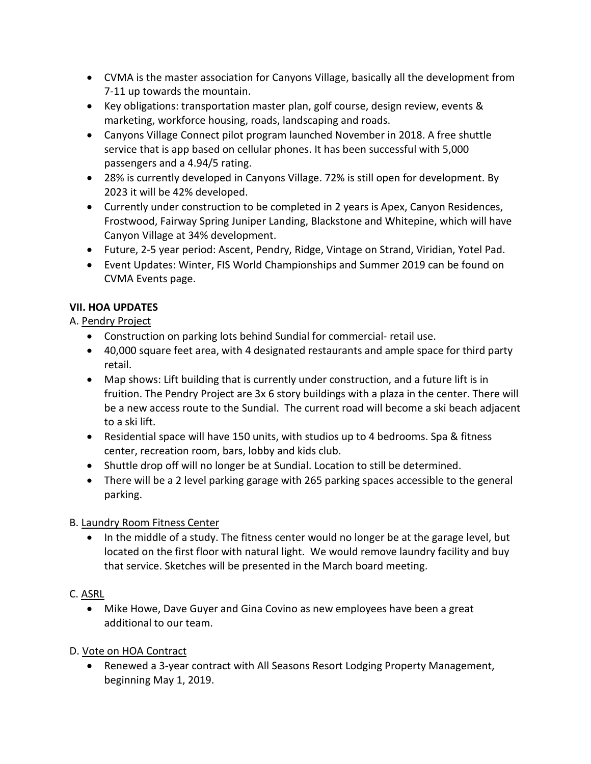- CVMA is the master association for Canyons Village, basically all the development from 7-11 up towards the mountain.
- Key obligations: transportation master plan, golf course, design review, events & marketing, workforce housing, roads, landscaping and roads.
- Canyons Village Connect pilot program launched November in 2018. A free shuttle service that is app based on cellular phones. It has been successful with 5,000 passengers and a 4.94/5 rating.
- 28% is currently developed in Canyons Village. 72% is still open for development. By 2023 it will be 42% developed.
- Currently under construction to be completed in 2 years is Apex, Canyon Residences, Frostwood, Fairway Spring Juniper Landing, Blackstone and Whitepine, which will have Canyon Village at 34% development.
- Future, 2-5 year period: Ascent, Pendry, Ridge, Vintage on Strand, Viridian, Yotel Pad.
- Event Updates: Winter, FIS World Championships and Summer 2019 can be found on CVMA Events page.

**VII. HOA UPDATES**

A. <u>Pendry Project</u>

- Construction on parking lots behind Sundial for commercial- retail use.
- 40,000 square feet area, with 4 designated restaurants and ample space for third party retail.
- Map shows: Lift building that is currently under construction, and a future lift is in fruition. The Pendry Project are 3x 6 story buildings with a plaza in the center. There will be a new access route to the Sundial. The current road will become a ski beach adjacent to a ski lift.
- Residential space will have 150 units, with studios up to 4 bedrooms. Spa & fitness center, recreation room, bars, lobby and kids club.
- Shuttle drop off will no longer be at Sundial. Location to still be determined.
- There will be a 2 level parking garage with 265 parking spaces accessible to the general parking.

B. <u>Laundry Room Fitness Center</u>

- In the middle of a study. The fitness center would no longer be at the garage level, but located on the first floor with natural light. We would remove laundry facility and buy that service. Sketches will be presented in the March board meeting.

C. <u>ASRL</u>

- Mike Howe, Dave Guyer and Gina Covino as new employees have been a great additional to our team.

D. <u>Vote on HOA Contract</u>

- Renewed a 3-year contract with All Seasons Resort Lodging Property Management, beginning May 1, 2019.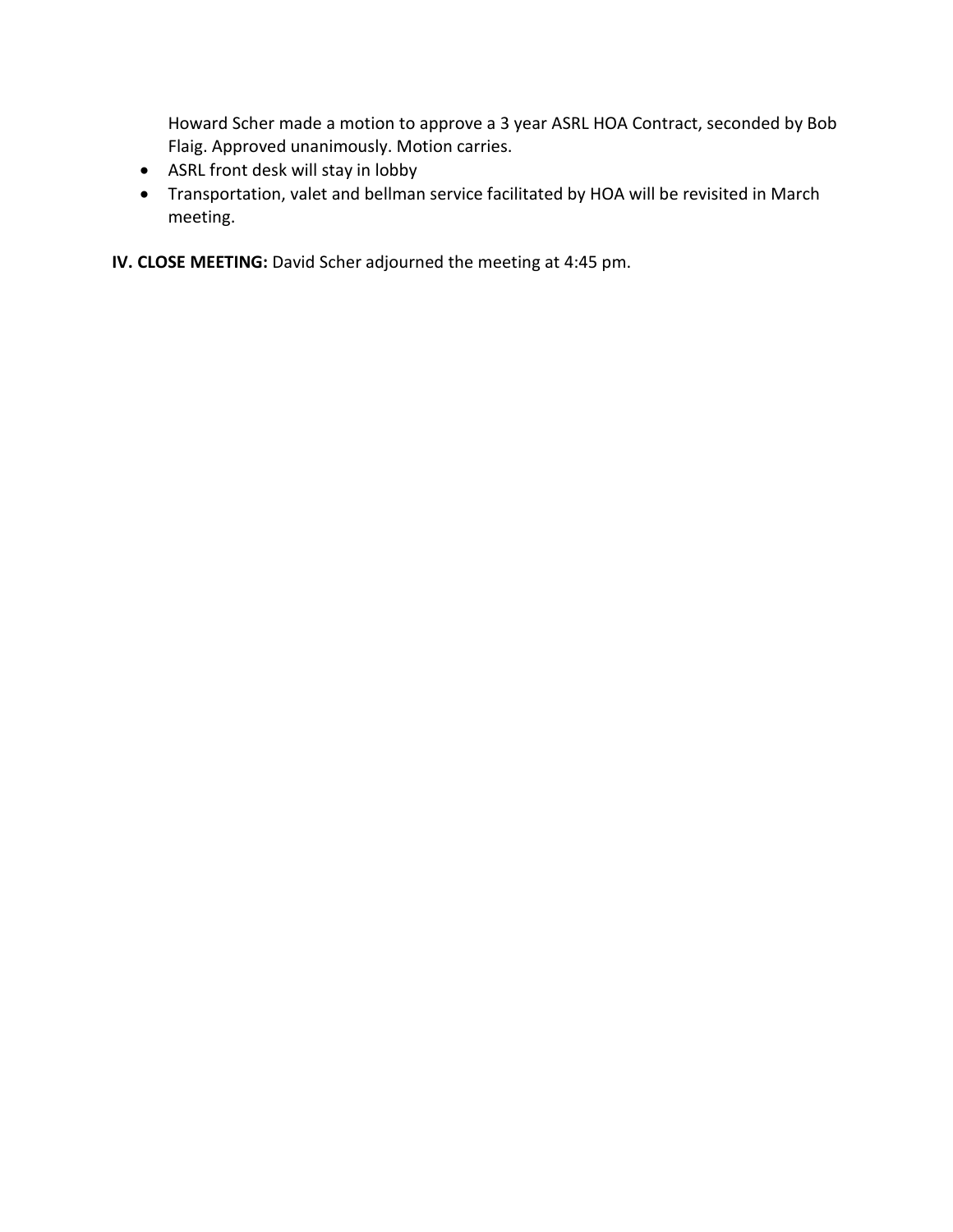Howard Scher made a motion to approve a 3 year ASRL HOA Contract, seconded by Bob Flaig. Approved unanimously. Motion carries.

- ASRL front desk will stay in lobby
- Transportation, valet and bellman service facilitated by HOA will be revisited in March meeting.

**IV. CLOSE MEETING:** David Scher adjourned the meeting at 4:45 pm.